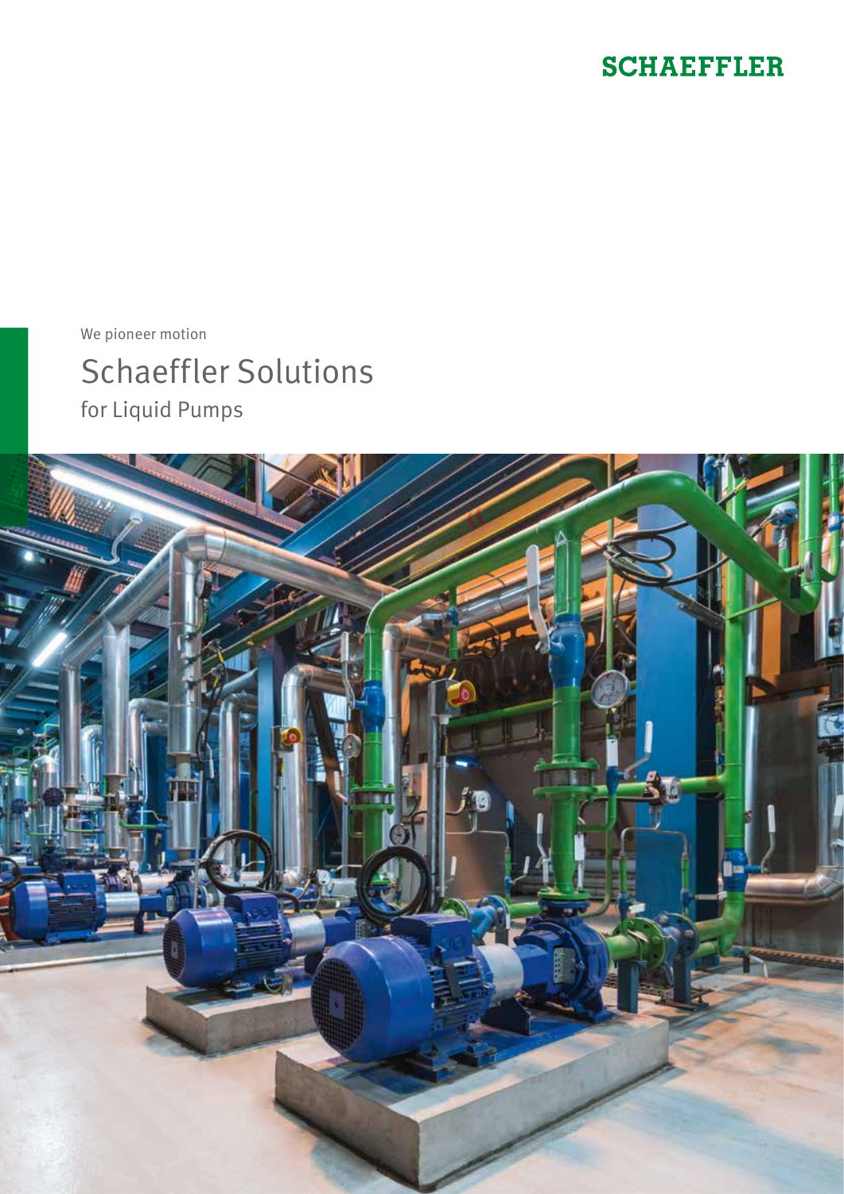SCHAEFFLER

We pioneer motion

# Schaeffler Solutions

## for Liquid Pumps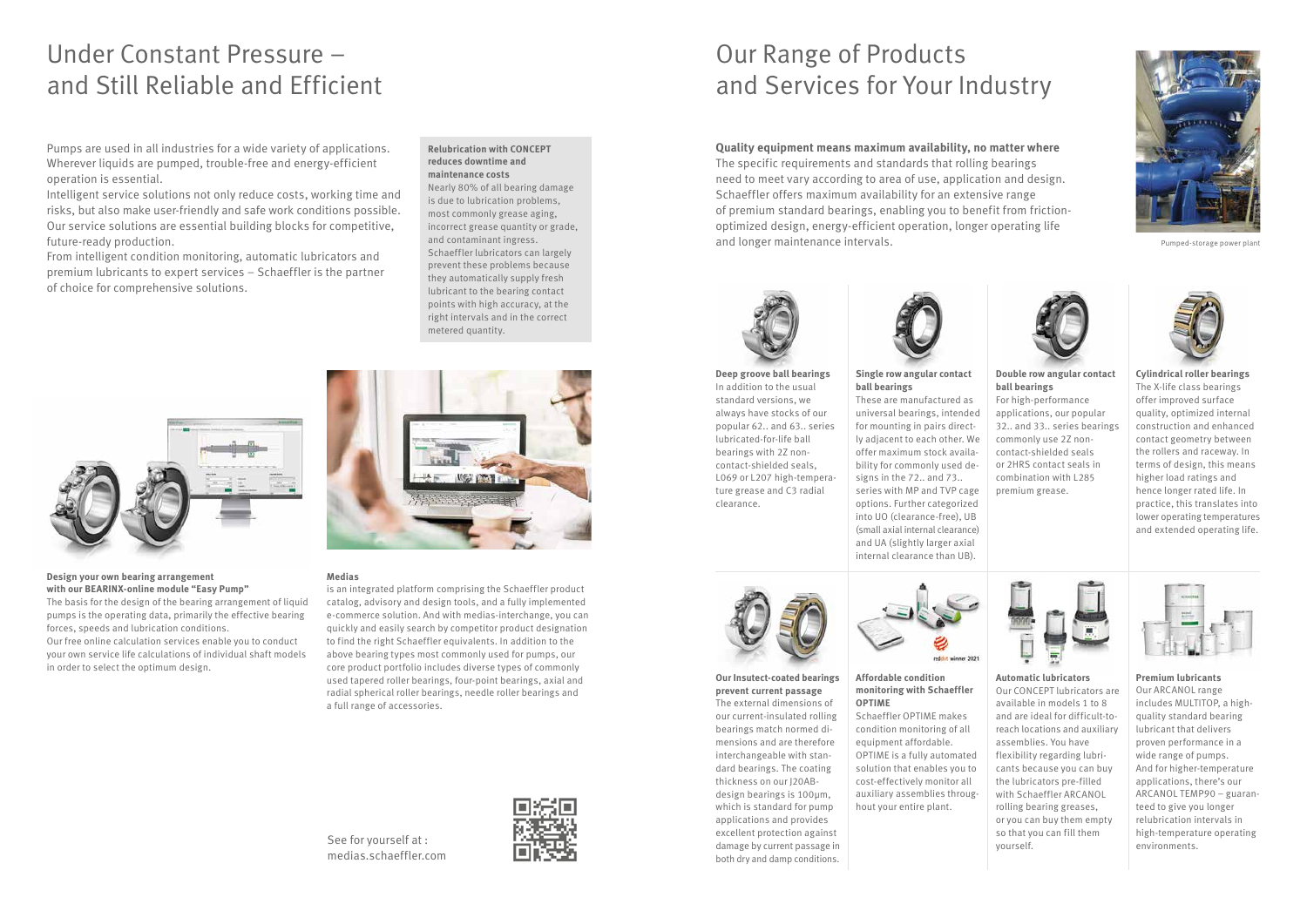# Under Constant Pressure – and Still Reliable and Efficient

Pumps are used in all industries for a wide variety of applications. Wherever liquids are pumped, trouble-free and energy-efficient operation is essential.

Intelligent service solutions not only reduce costs, working time and risks, but also make user-friendly and safe work conditions possible. Our service solutions are essential building blocks for competitive, future-ready production.

From intelligent condition monitoring, automatic lubricators and premium lubricants to expert services – Schaeffler is the partner of choice for comprehensive solutions.

**Relubrication with CONCEPT reduces downtime and maintenance costs**

Nearly 80% of all bearing damage is due to lubrication problems, most commonly grease aging, incorrect grease quantity or grade, and contaminant ingress. Schaeffler lubricators can largely prevent these problems because they automatically supply fresh lubricant to the bearing contact points with high accuracy, at the right intervals and in the correct metered quantity.

**Design your own bearing arrangement with our BEARINX-online module "Easy Pump"**

The basis for the design of the bearing arrangement of liquid pumps is the operating data, primarily the effective bearing forces, speeds and lubrication conditions.

Our free online calculation services enable you to conduct your own service life calculations of individual shaft models in order to select the optimum design.

**Medias**

is an integrated platform comprising the Schaeffler product catalog, advisory and design tools, and a fully implemented e-commerce solution. And with medias-interchange, you can quickly and easily search by competitor product designation to find the right Schaeffler equivalents. In addition to the above bearing types most commonly used for pumps, our core product portfolio includes diverse types of commonly used tapered roller bearings, four-point bearings, axial and radial spherical roller bearings, needle roller bearings and a full range of accessories.

See for yourself at : medias.schaeffler.com

# Our Range of Products and Services for Your Industry

**Quality equipment means maximum availability, no matter where**

The specific requirements and standards that rolling bearings need to meet vary according to area of use, application and design. Schaeffler offers maximum availability for an extensive range of premium standard bearings, enabling you to benefit from friction-optimized design, energy-efficient operation, longer operating life and longer maintenance intervals.

Pumped-storage power plant

**Deep groove ball bearings**

In addition to the usual standard versions, we always have stocks of our popular 62.. and 63.. series lubricated-for-life ball bearings with 2Z non-contact-shielded seals, L069 or L207 high-temperature grease and C3 radial clearance.

**Single row angular contact ball bearings**

These are manufactured as universal bearings, intended for mounting in pairs directly adjacent to each other. We offer maximum stock availability for commonly used designs in the 72.. and 73.. series with MP and TVP cage options. Further categorized into UO (clearance-free), UB (small axial internal clearance) and UA (slightly larger axial internal clearance than UB).

**Double row angular contact ball bearings**

For high-performance applications, our popular 32.. and 33.. series bearings commonly use 2Z non-contact-shielded seals or 2HRS contact seals in combination with L285 premium grease.

**Cylindrical roller bearings**

The X-life class bearings offer improved surface quality, optimized internal construction and enhanced contact geometry between the rollers and raceway. In terms of design, this means higher load ratings and hence longer rated life. In practice, this translates into lower operating temperatures and extended operating life.

**Our Insutect-coated bearings prevent current passage**

The external dimensions of our current-insulated rolling bearings match normed dimensions and are therefore interchangeable with standard bearings. The coating thickness on our J20AB-design bearings is 100μm, which is standard for pump applications and provides excellent protection against damage by current passage in both dry and damp conditions.

**Affordable condition monitoring with Schaeffler OPTIME**

Schaeffler OPTIME makes condition monitoring of all equipment affordable. OPTIME is a fully automated solution that enables you to cost-effectively monitor all auxiliary assemblies throughout your entire plant.

**Automatic lubricators**

Our CONCEPT lubricators are available in models 1 to 8 and are ideal for difficult-to-reach locations and auxiliary assemblies. You have flexibility regarding lubricants because you can buy the lubricators pre-filled with Schaeffler ARCANOL rolling bearing greases, or you can buy them empty so that you can fill them yourself.

**Premium lubricants**

Our ARCANOL range includes MULTITOP, a high-quality standard bearing lubricant that delivers proven performance in a wide range of pumps. And for higher-temperature applications, there's our ARCANOL TEMP90 – guaranteed to give you longer relubrication intervals in high-temperature operating environments.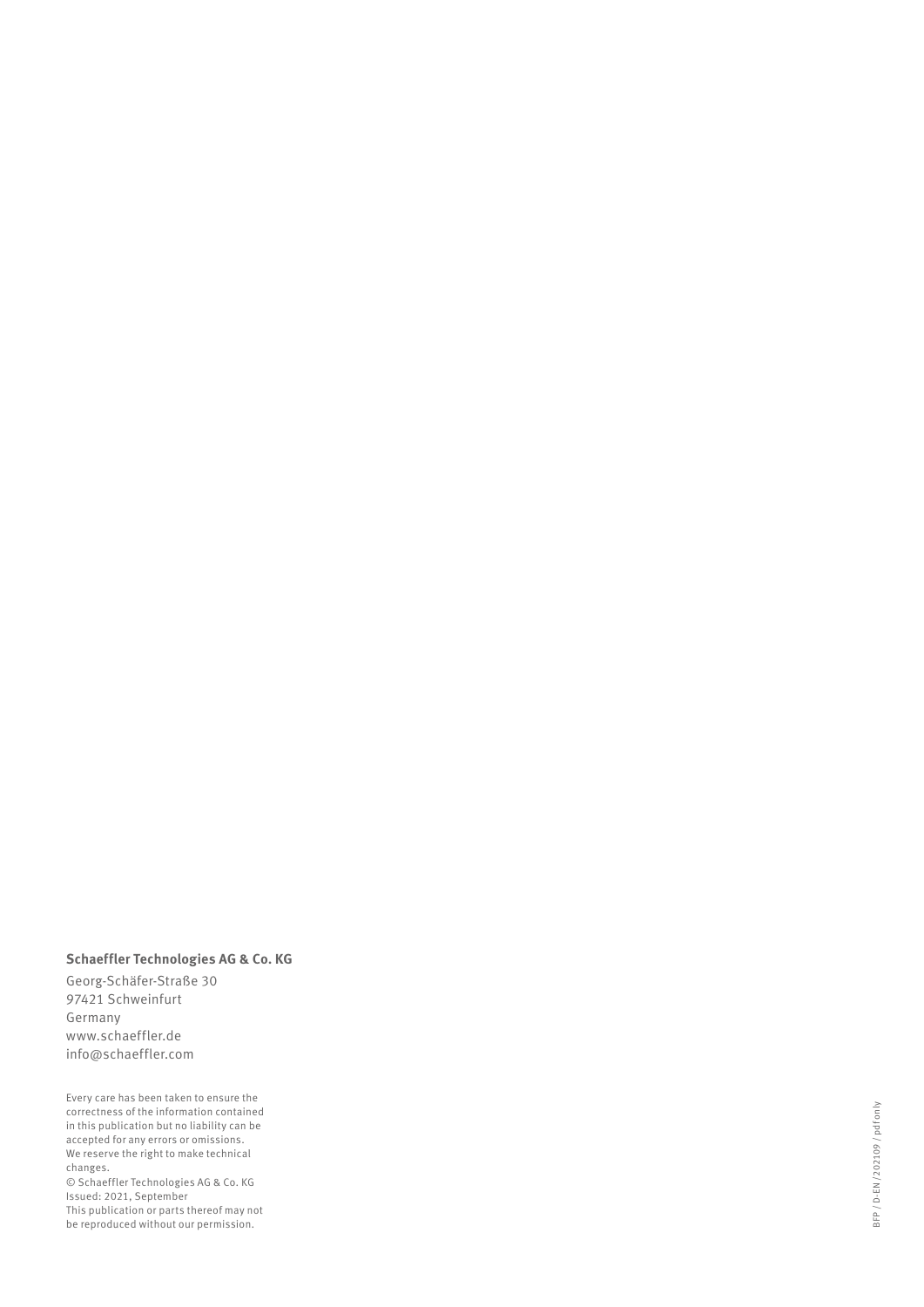**Schaeffler Technologies AG & Co. KG**

Georg-Schäfer-Straße 30
97421 Schweinfurt
Germany
www.schaeffler.de
info@schaeffler.com

Every care has been taken to ensure the correctness of the information contained in this publication but no liability can be accepted for any errors or omissions. We reserve the right to make technical changes.
© Schaeffler Technologies AG & Co. KG
Issued: 2021, September
This publication or parts thereof may not be reproduced without our permission.

BFP / D-EN / 202109 / pdf only